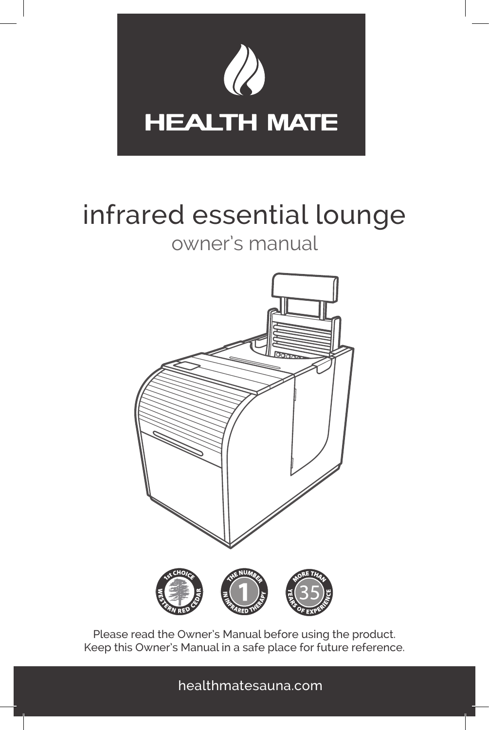HEALTH MATE

# infrared essential lounge

## owner's manual

1st CHOICE WESTERN RED CEDAR

THE NUMBER 1 IN INFRARED THERAPY

MORE THAN 35 YEARS OF EXPERIENCE

Please read the Owner's Manual before using the product.
Keep this Owner's Manual in a safe place for future reference.

healthmatesauna.com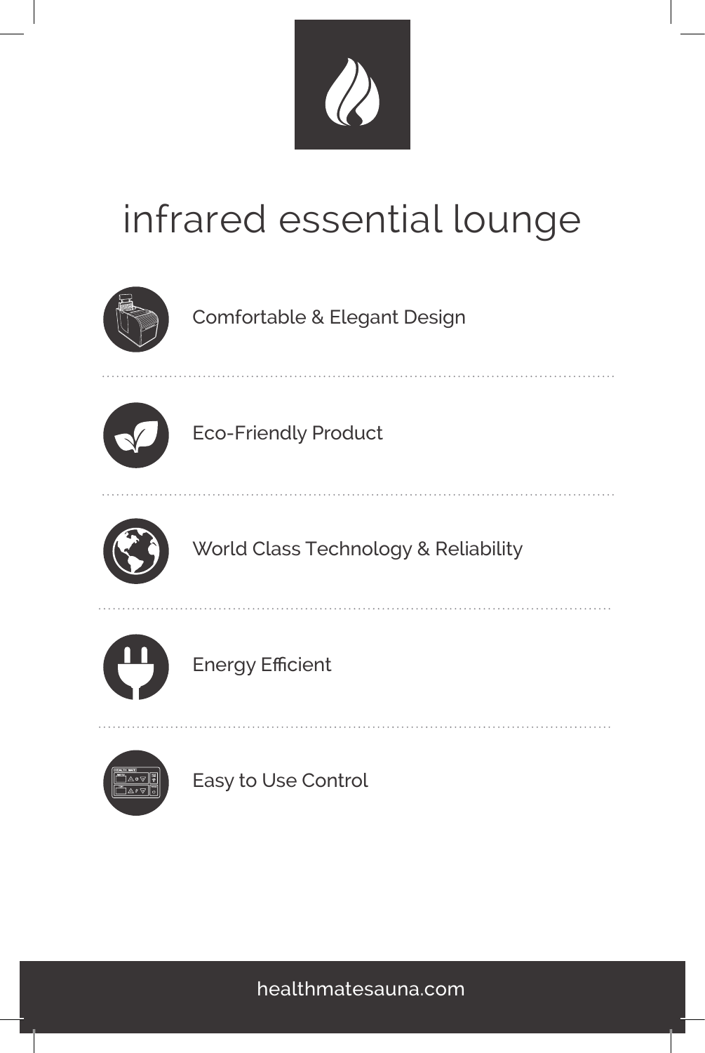# infrared essential lounge

- Comfortable & Elegant Design
- Eco-Friendly Product
- World Class Technology & Reliability
- Energy Efficient
- Easy to Use Control

healthmatesauna.com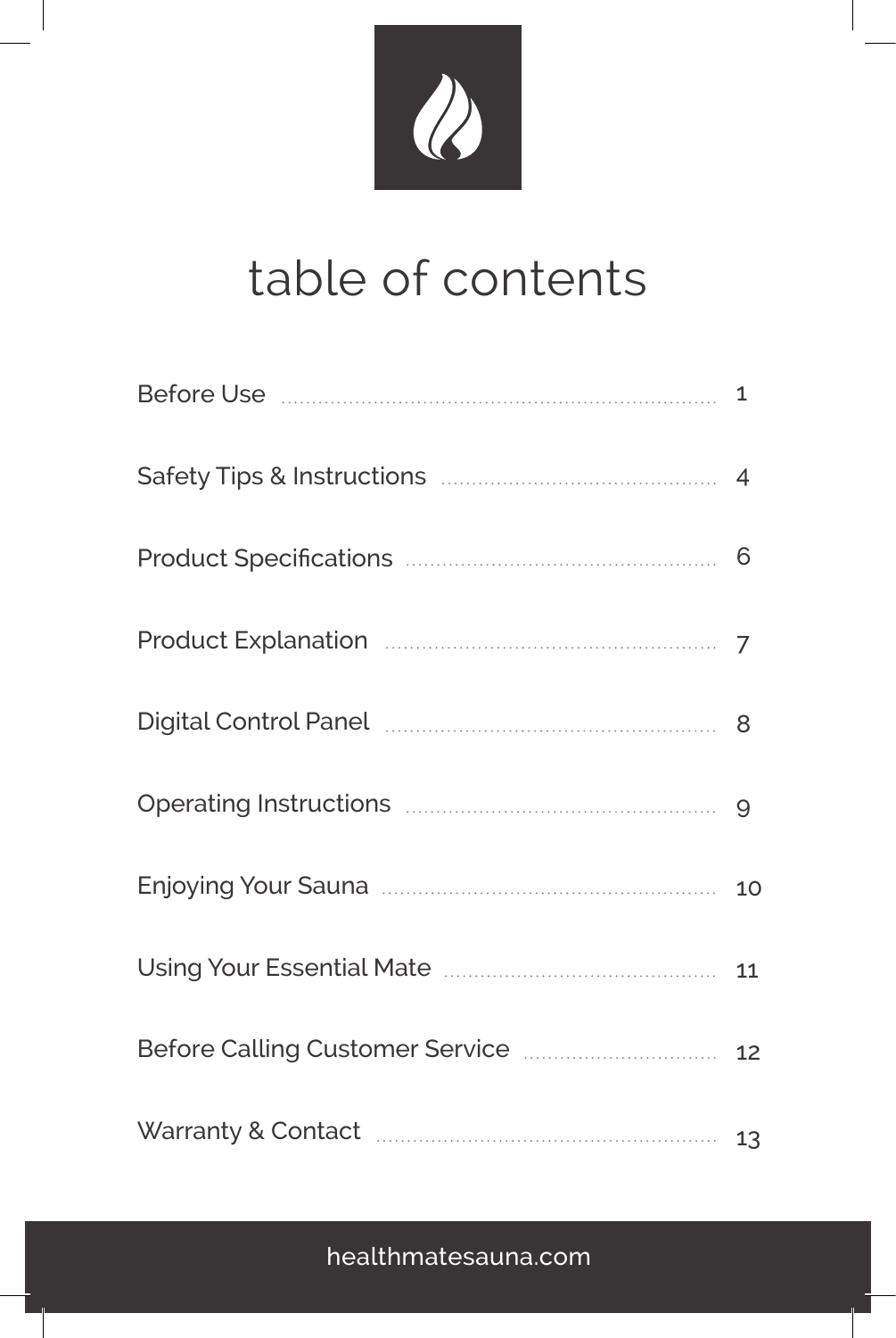# table of contents

| | |
|---|---|
| Before Use | 1 |
| Safety Tips & Instructions | 4 |
| Product Specifications | 6 |
| Product Explanation | 7 |
| Digital Control Panel | 8 |
| Operating Instructions | 9 |
| Enjoying Your Sauna | 10 |
| Using Your Essential Mate | 11 |
| Before Calling Customer Service | 12 |
| Warranty & Contact | 13 |

healthmatesauna.com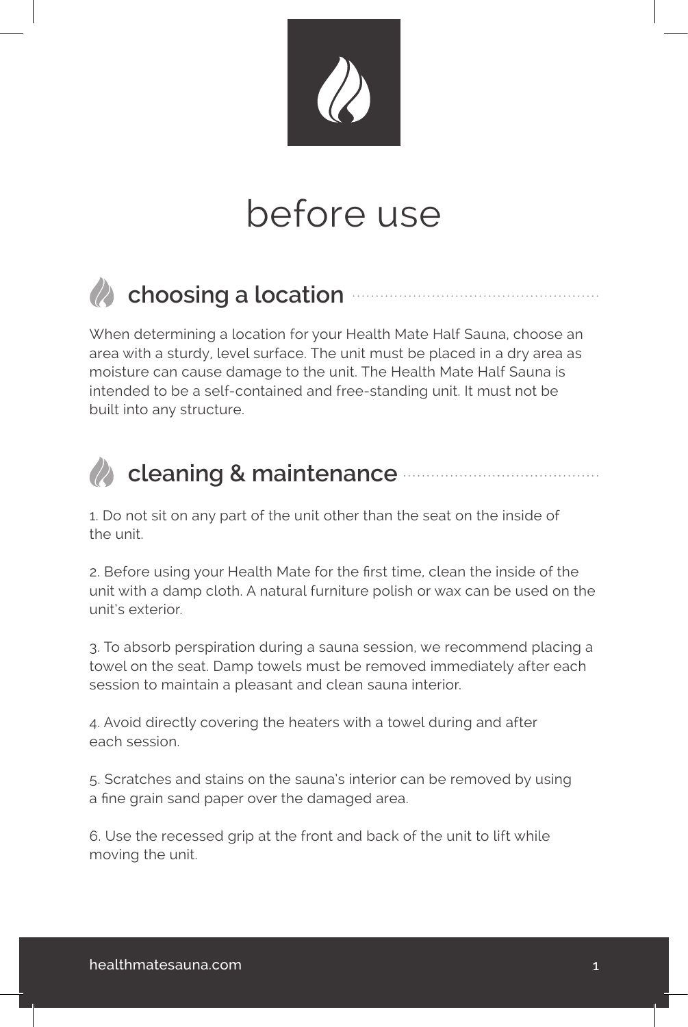# before use

## choosing a location

When determining a location for your Health Mate Half Sauna, choose an area with a sturdy, level surface. The unit must be placed in a dry area as moisture can cause damage to the unit. The Health Mate Half Sauna is intended to be a self-contained and free-standing unit. It must not be built into any structure.

## cleaning & maintenance

1. Do not sit on any part of the unit other than the seat on the inside of the unit.

2. Before using your Health Mate for the first time, clean the inside of the unit with a damp cloth. A natural furniture polish or wax can be used on the unit's exterior.

3. To absorb perspiration during a sauna session, we recommend placing a towel on the seat. Damp towels must be removed immediately after each session to maintain a pleasant and clean sauna interior.

4. Avoid directly covering the heaters with a towel during and after each session.

5. Scratches and stains on the sauna's interior can be removed by using a fine grain sand paper over the damaged area.

6. Use the recessed grip at the front and back of the unit to lift while moving the unit.

healthmatesauna.com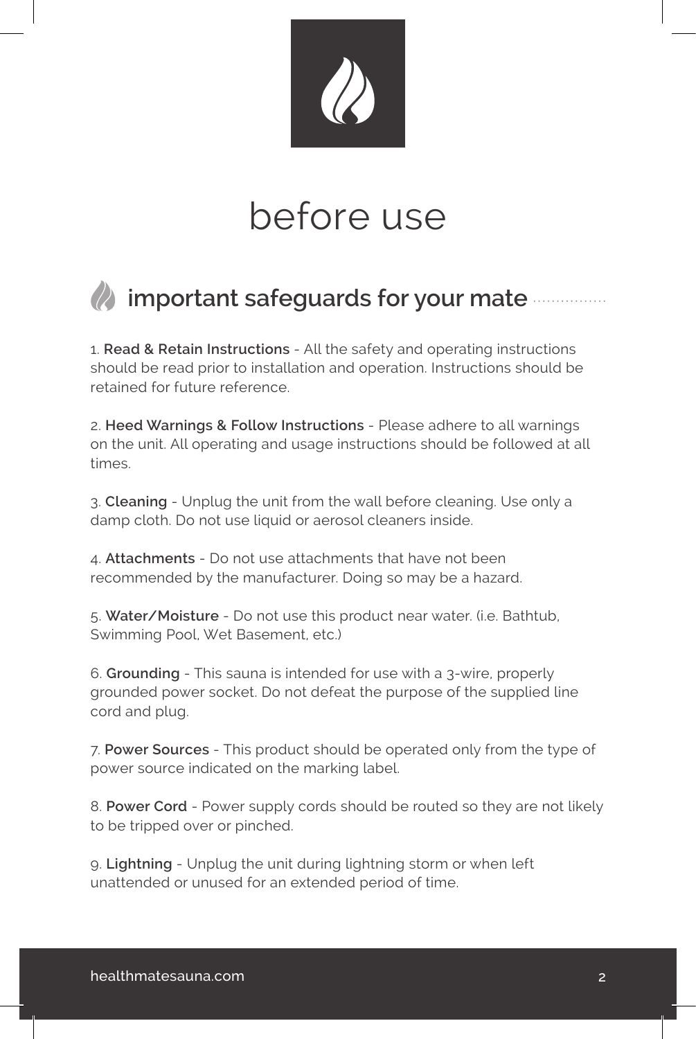# before use

## important safeguards for your mate

1. **Read & Retain Instructions** - All the safety and operating instructions should be read prior to installation and operation. Instructions should be retained for future reference.

2. **Heed Warnings & Follow Instructions** - Please adhere to all warnings on the unit. All operating and usage instructions should be followed at all times.

3. **Cleaning** - Unplug the unit from the wall before cleaning. Use only a damp cloth. Do not use liquid or aerosol cleaners inside.

4. **Attachments** - Do not use attachments that have not been recommended by the manufacturer. Doing so may be a hazard.

5. **Water/Moisture** - Do not use this product near water. (i.e. Bathtub, Swimming Pool, Wet Basement, etc.)

6. **Grounding** - This sauna is intended for use with a 3-wire, properly grounded power socket. Do not defeat the purpose of the supplied line cord and plug.

7. **Power Sources** - This product should be operated only from the type of power source indicated on the marking label.

8. **Power Cord** - Power supply cords should be routed so they are not likely to be tripped over or pinched.

9. **Lightning** - Unplug the unit during lightning storm or when left unattended or unused for an extended period of time.

healthmatesauna.com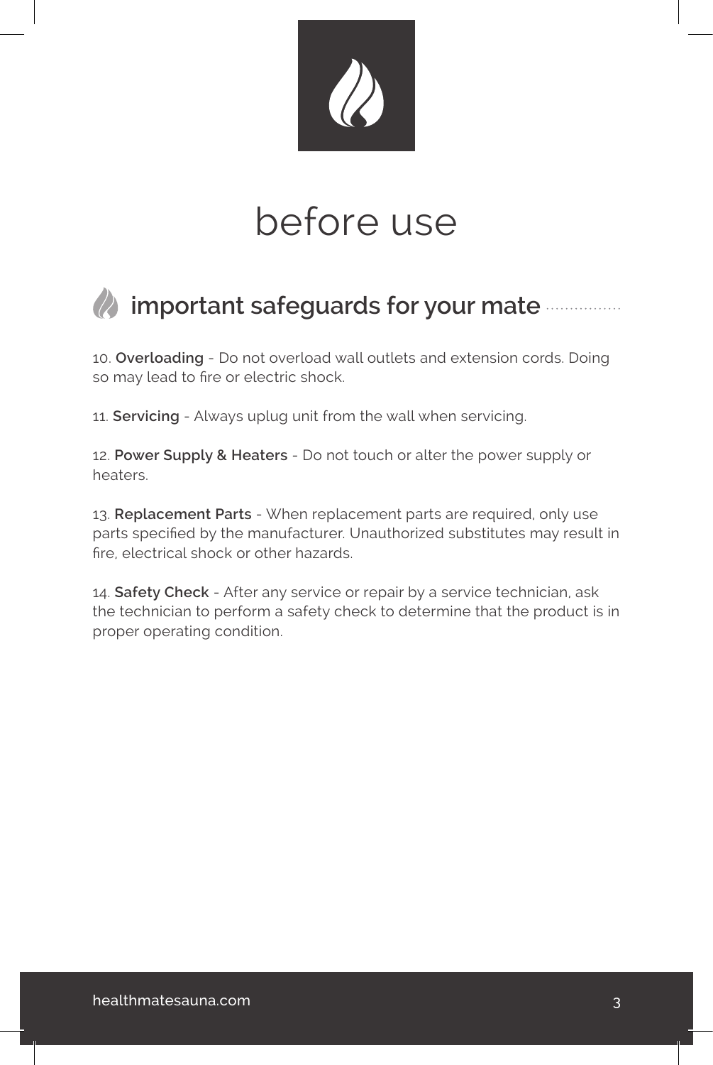# before use

## important safeguards for your mate

10. **Overloading** - Do not overload wall outlets and extension cords. Doing so may lead to fire or electric shock.

11. **Servicing** - Always uplug unit from the wall when servicing.

12. **Power Supply & Heaters** - Do not touch or alter the power supply or heaters.

13. **Replacement Parts** - When replacement parts are required, only use parts specified by the manufacturer. Unauthorized substitutes may result in fire, electrical shock or other hazards.

14. **Safety Check** - After any service or repair by a service technician, ask the technician to perform a safety check to determine that the product is in proper operating condition.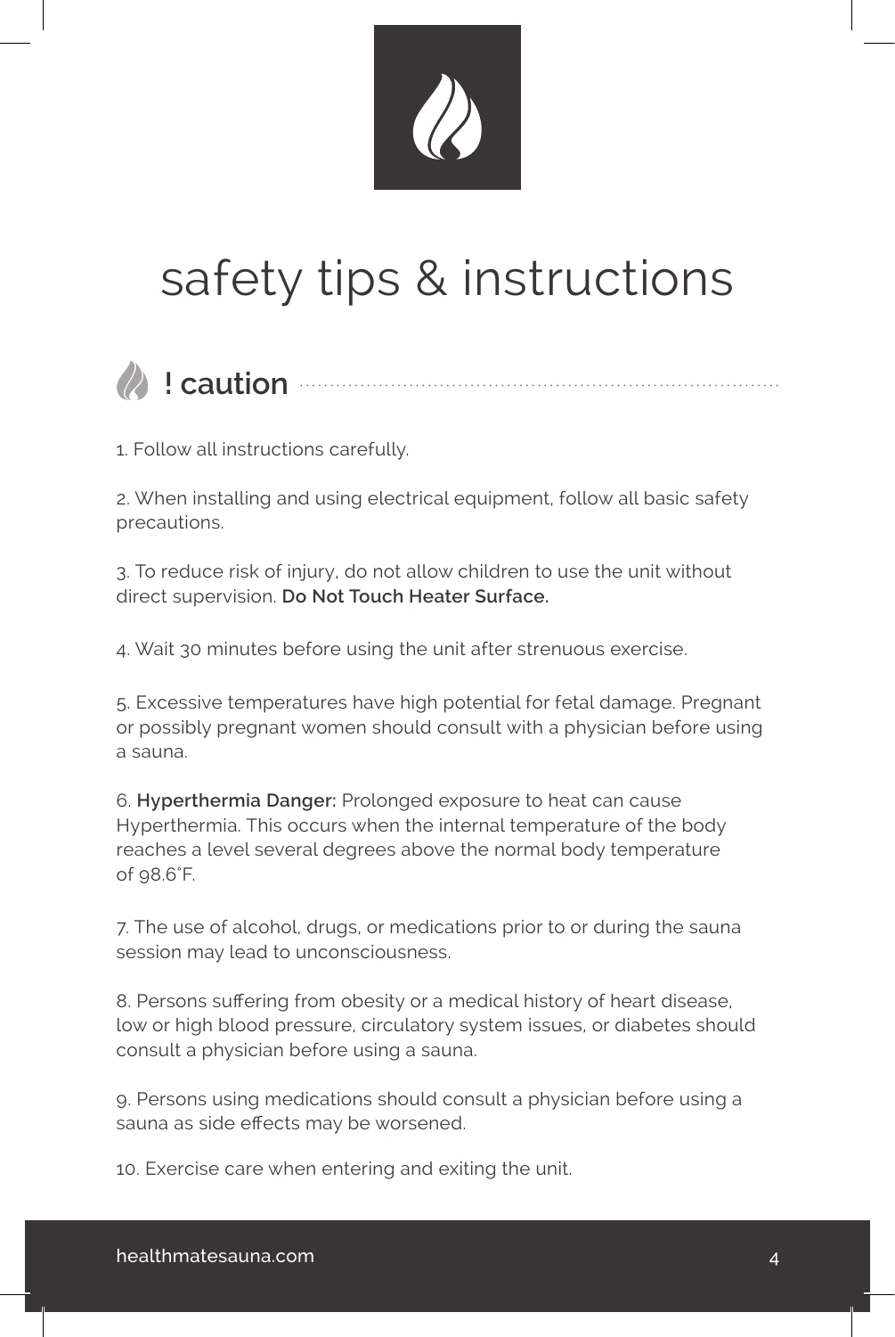# safety tips & instructions

## ! caution

1. Follow all instructions carefully.

2. When installing and using electrical equipment, follow all basic safety precautions.

3. To reduce risk of injury, do not allow children to use the unit without direct supervision. **Do Not Touch Heater Surface.**

4. Wait 30 minutes before using the unit after strenuous exercise.

5. Excessive temperatures have high potential for fetal damage. Pregnant or possibly pregnant women should consult with a physician before using a sauna.

6. **Hyperthermia Danger:** Prolonged exposure to heat can cause Hyperthermia. This occurs when the internal temperature of the body reaches a level several degrees above the normal body temperature of 98.6˚F.

7. The use of alcohol, drugs, or medications prior to or during the sauna session may lead to unconsciousness.

8. Persons suffering from obesity or a medical history of heart disease, low or high blood pressure, circulatory system issues, or diabetes should consult a physician before using a sauna.

9. Persons using medications should consult a physician before using a sauna as side effects may be worsened.

10. Exercise care when entering and exiting the unit.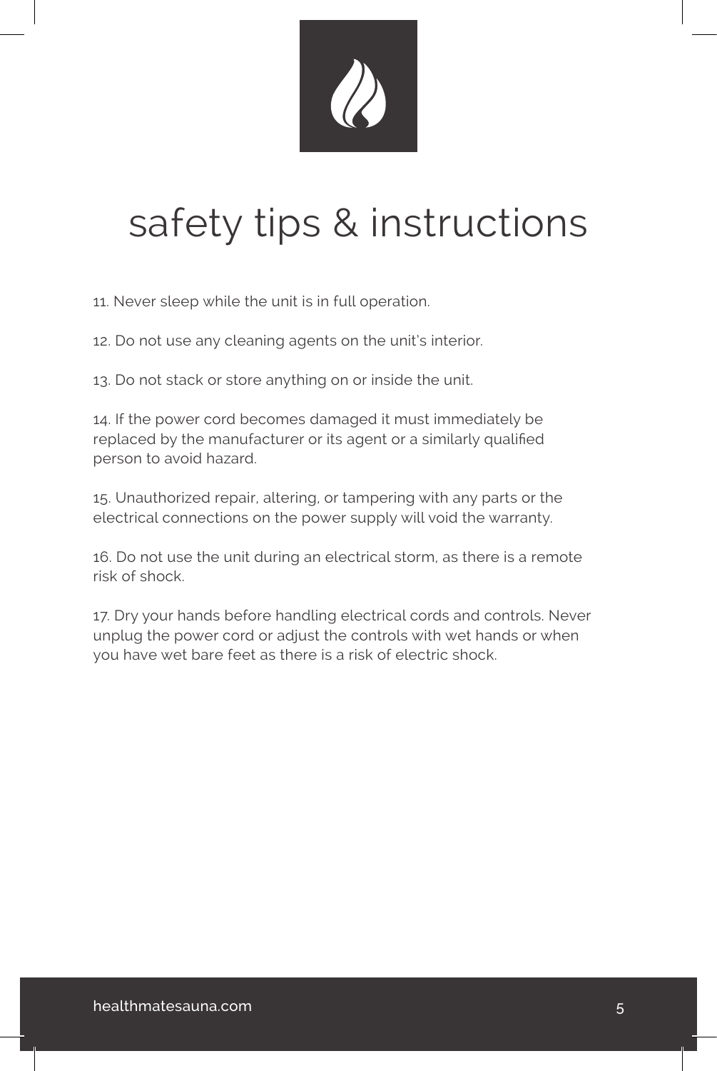# safety tips & instructions

11. Never sleep while the unit is in full operation.

12. Do not use any cleaning agents on the unit's interior.

13. Do not stack or store anything on or inside the unit.

14. If the power cord becomes damaged it must immediately be replaced by the manufacturer or its agent or a similarly qualified person to avoid hazard.

15. Unauthorized repair, altering, or tampering with any parts or the electrical connections on the power supply will void the warranty.

16. Do not use the unit during an electrical storm, as there is a remote risk of shock.

17. Dry your hands before handling electrical cords and controls. Never unplug the power cord or adjust the controls with wet hands or when you have wet bare feet as there is a risk of electric shock.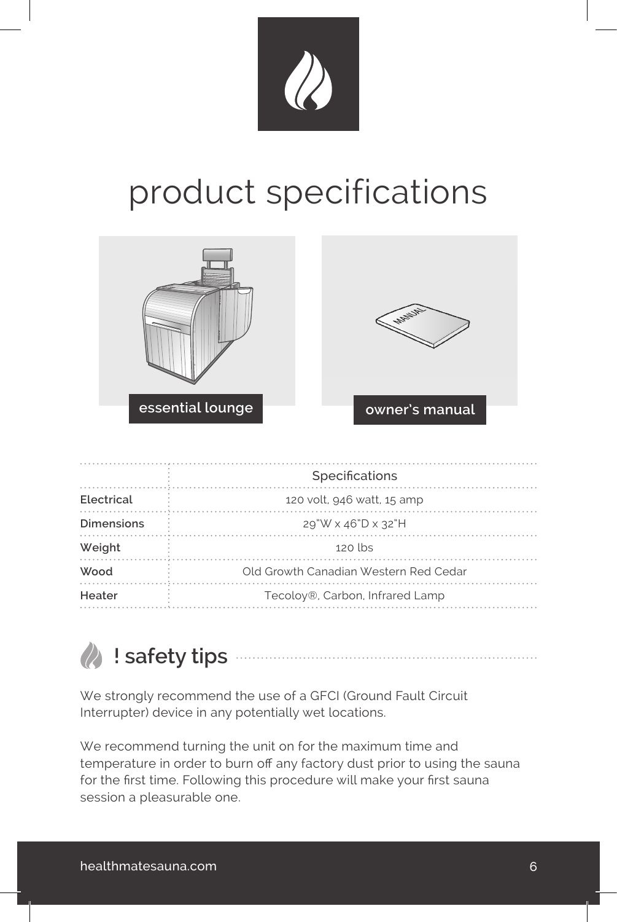# product specifications

essential lounge

owner's manual

| | Specifications |
|---|---|
| **Electrical** | 120 volt, 946 watt, 15 amp |
| **Dimensions** | 29"W x 46"D x 32"H |
| **Weight** | 120 lbs |
| **Wood** | Old Growth Canadian Western Red Cedar |
| **Heater** | Tecoloy®, Carbon, Infrared Lamp |

## ! safety tips

We strongly recommend the use of a GFCI (Ground Fault Circuit Interrupter) device in any potentially wet locations.

We recommend turning the unit on for the maximum time and temperature in order to burn off any factory dust prior to using the sauna for the first time. Following this procedure will make your first sauna session a pleasurable one.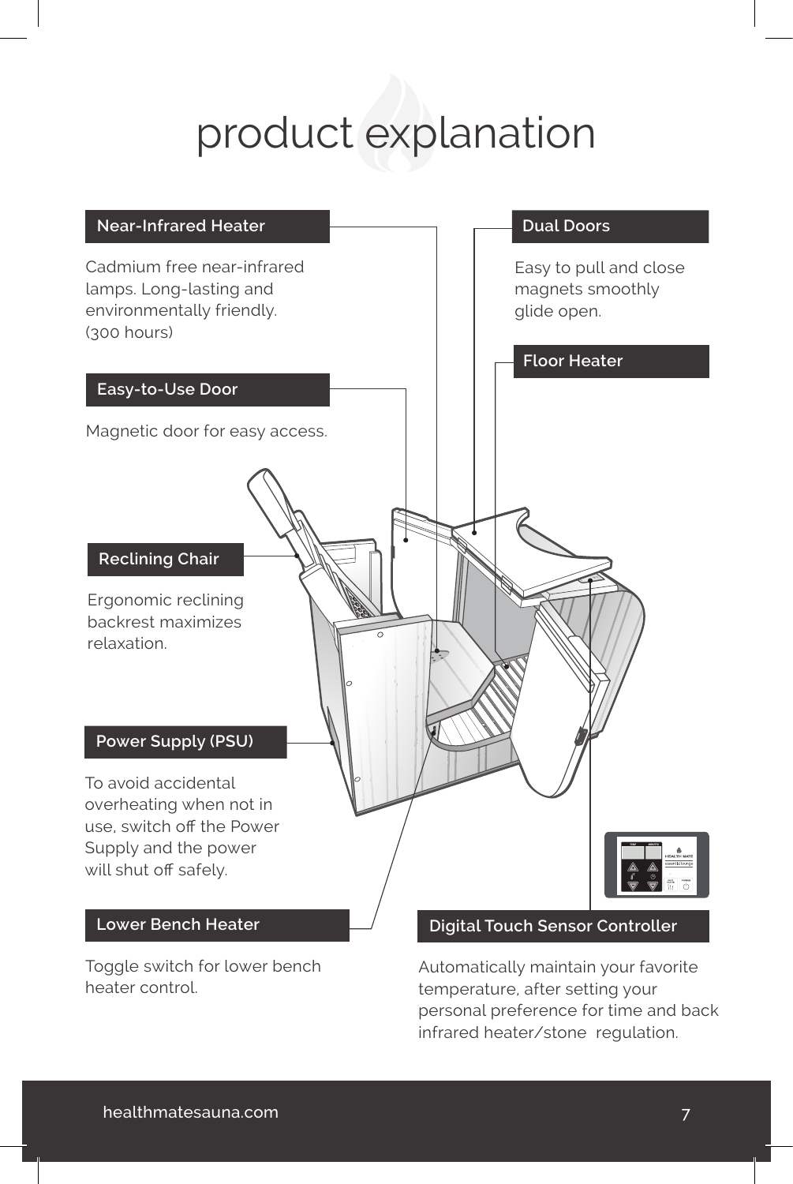# product explanation

## Near-Infrared Heater

Cadmium free near-infrared lamps. Long-lasting and environmentally friendly. (300 hours)

## Easy-to-Use Door

Magnetic door for easy access.

## Reclining Chair

Ergonomic reclining backrest maximizes relaxation.

## Power Supply (PSU)

To avoid accidental overheating when not in use, switch off the Power Supply and the power will shut off safely.

## Lower Bench Heater

Toggle switch for lower bench heater control.

## Dual Doors

Easy to pull and close magnets smoothly glide open.

## Floor Heater

## Digital Touch Sensor Controller

Automatically maintain your favorite temperature, after setting your personal preference for time and back infrared heater/stone regulation.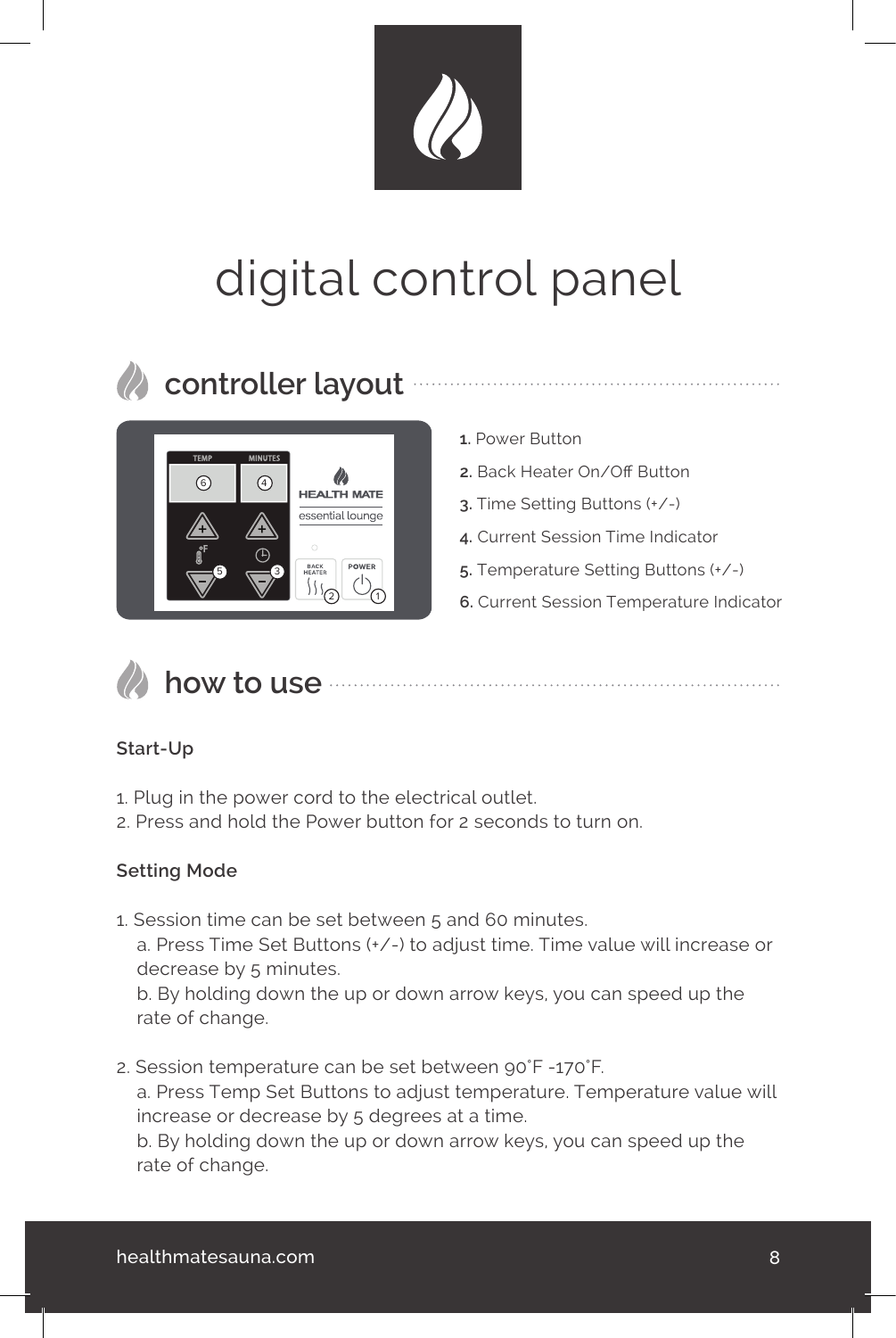# digital control panel

## controller layout

1. Power Button
2. Back Heater On/Off Button
3. Time Setting Buttons (+/-)
4. Current Session Time Indicator
5. Temperature Setting Buttons (+/-)
6. Current Session Temperature Indicator

## how to use

### Start-Up

1. Plug in the power cord to the electrical outlet.
2. Press and hold the Power button for 2 seconds to turn on.

### Setting Mode

1. Session time can be set between 5 and 60 minutes.
   a. Press Time Set Buttons (+/-) to adjust time. Time value will increase or decrease by 5 minutes.
   b. By holding down the up or down arrow keys, you can speed up the rate of change.

2. Session temperature can be set between 90˚F -170˚F.
   a. Press Temp Set Buttons to adjust temperature. Temperature value will increase or decrease by 5 degrees at a time.
   b. By holding down the up or down arrow keys, you can speed up the rate of change.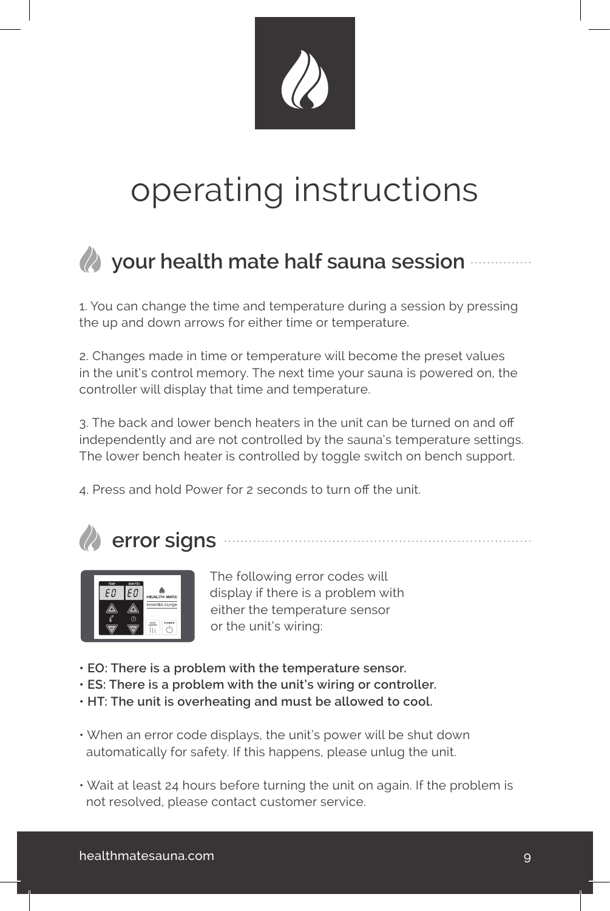# operating instructions

## your health mate half sauna session

1. You can change the time and temperature during a session by pressing the up and down arrows for either time or temperature.

2. Changes made in time or temperature will become the preset values in the unit's control memory. The next time your sauna is powered on, the controller will display that time and temperature.

3. The back and lower bench heaters in the unit can be turned on and off independently and are not controlled by the sauna's temperature settings. The lower bench heater is controlled by toggle switch on bench support.

4. Press and hold Power for 2 seconds to turn off the unit.

## error signs

The following error codes will display if there is a problem with either the temperature sensor or the unit's wiring:

- **EO: There is a problem with the temperature sensor.**
- **ES: There is a problem with the unit's wiring or controller.**
- **HT: The unit is overheating and must be allowed to cool.**

- When an error code displays, the unit's power will be shut down automatically for safety. If this happens, please unlug the unit.

- Wait at least 24 hours before turning the unit on again. If the problem is not resolved, please contact customer service.

healthmatesauna.com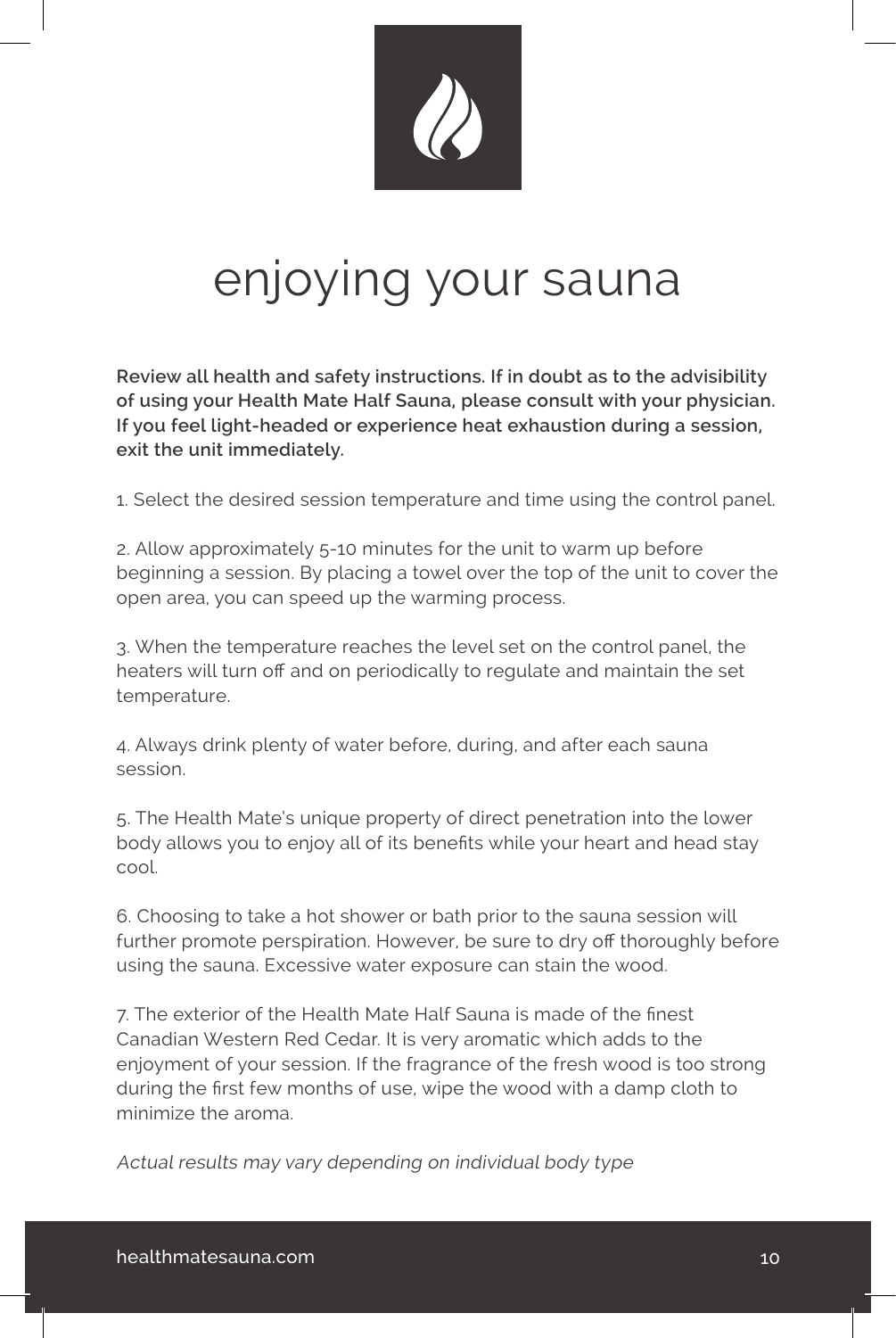# enjoying your sauna

**Review all health and safety instructions. If in doubt as to the advisibility of using your Health Mate Half Sauna, please consult with your physician. If you feel light-headed or experience heat exhaustion during a session, exit the unit immediately.**

1. Select the desired session temperature and time using the control panel.

2. Allow approximately 5-10 minutes for the unit to warm up before beginning a session. By placing a towel over the top of the unit to cover the open area, you can speed up the warming process.

3. When the temperature reaches the level set on the control panel, the heaters will turn off and on periodically to regulate and maintain the set temperature.

4. Always drink plenty of water before, during, and after each sauna session.

5. The Health Mate's unique property of direct penetration into the lower body allows you to enjoy all of its benefits while your heart and head stay cool.

6. Choosing to take a hot shower or bath prior to the sauna session will further promote perspiration. However, be sure to dry off thoroughly before using the sauna. Excessive water exposure can stain the wood.

7. The exterior of the Health Mate Half Sauna is made of the finest Canadian Western Red Cedar. It is very aromatic which adds to the enjoyment of your session. If the fragrance of the fresh wood is too strong during the first few months of use, wipe the wood with a damp cloth to minimize the aroma.

*Actual results may vary depending on individual body type*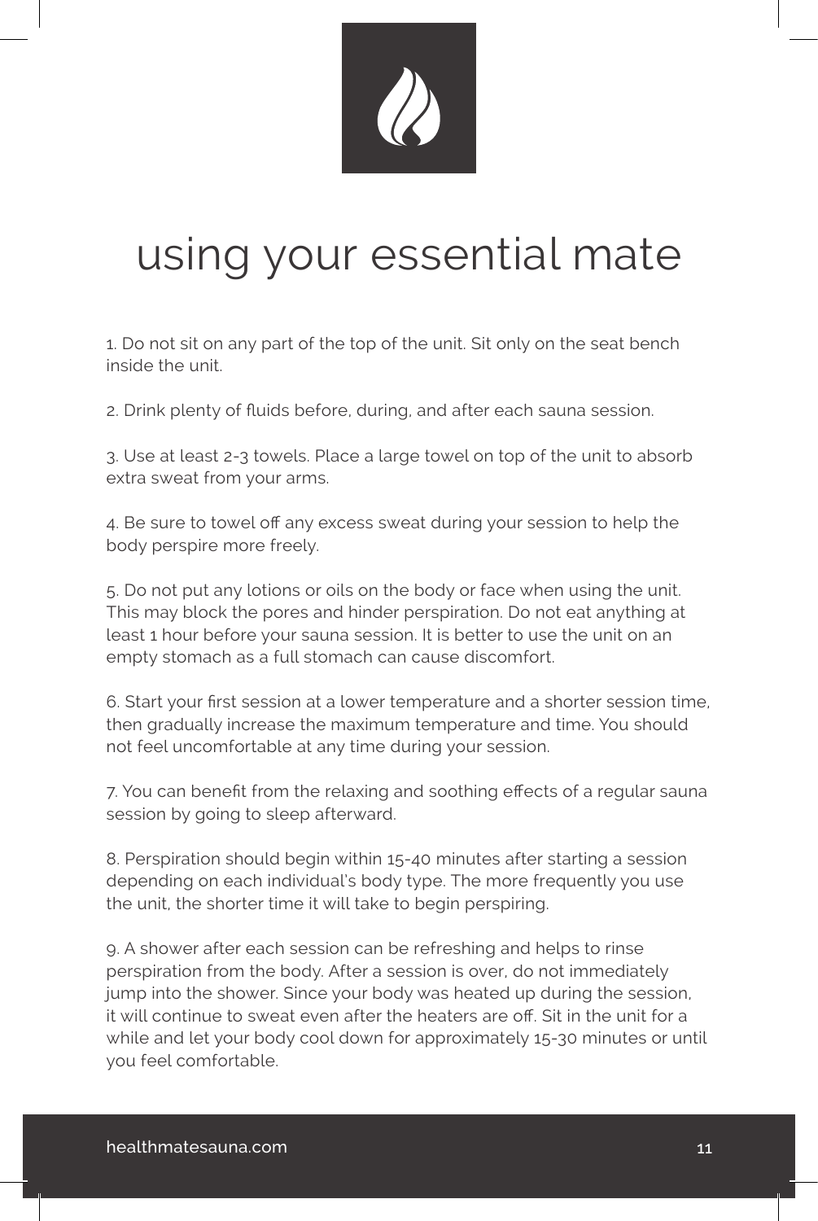# using your essential mate

1. Do not sit on any part of the top of the unit. Sit only on the seat bench inside the unit.

2. Drink plenty of fluids before, during, and after each sauna session.

3. Use at least 2-3 towels. Place a large towel on top of the unit to absorb extra sweat from your arms.

4. Be sure to towel off any excess sweat during your session to help the body perspire more freely.

5. Do not put any lotions or oils on the body or face when using the unit. This may block the pores and hinder perspiration. Do not eat anything at least 1 hour before your sauna session. It is better to use the unit on an empty stomach as a full stomach can cause discomfort.

6. Start your first session at a lower temperature and a shorter session time, then gradually increase the maximum temperature and time. You should not feel uncomfortable at any time during your session.

7. You can benefit from the relaxing and soothing effects of a regular sauna session by going to sleep afterward.

8. Perspiration should begin within 15-40 minutes after starting a session depending on each individual's body type. The more frequently you use the unit, the shorter time it will take to begin perspiring.

9. A shower after each session can be refreshing and helps to rinse perspiration from the body. After a session is over, do not immediately jump into the shower. Since your body was heated up during the session, it will continue to sweat even after the heaters are off. Sit in the unit for a while and let your body cool down for approximately 15-30 minutes or until you feel comfortable.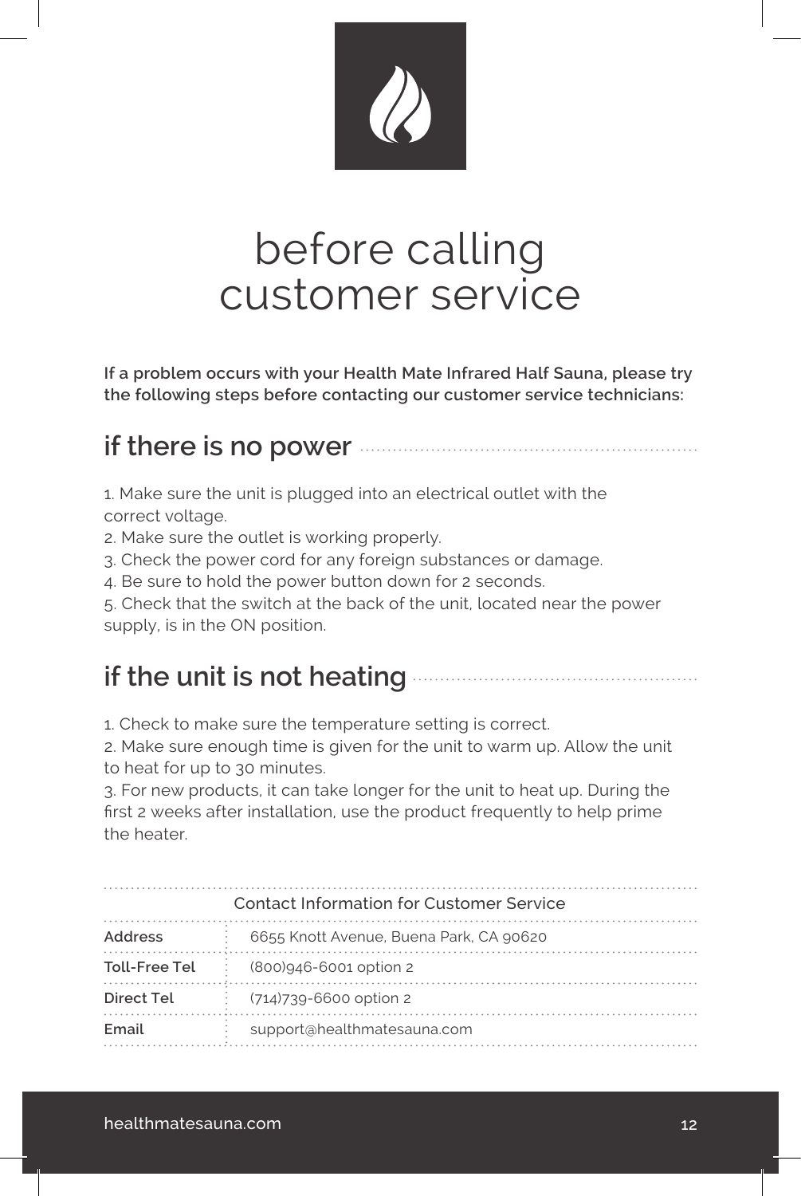# before calling customer service

**If a problem occurs with your Health Mate Infrared Half Sauna, please try the following steps before contacting our customer service technicians:**

## if there is no power

1. Make sure the unit is plugged into an electrical outlet with the correct voltage.
2. Make sure the outlet is working properly.
3. Check the power cord for any foreign substances or damage.
4. Be sure to hold the power button down for 2 seconds.
5. Check that the switch at the back of the unit, located near the power supply, is in the ON position.

## if the unit is not heating

1. Check to make sure the temperature setting is correct.
2. Make sure enough time is given for the unit to warm up. Allow the unit to heat for up to 30 minutes.
3. For new products, it can take longer for the unit to heat up. During the first 2 weeks after installation, use the product frequently to help prime the heater.

| Contact Information for Customer Service | |
|---|---|
| **Address** | 6655 Knott Avenue, Buena Park, CA 90620 |
| **Toll-Free Tel** | (800)946-6001 option 2 |
| **Direct Tel** | (714)739-6600 option 2 |
| **Email** | support@healthmatesauna.com |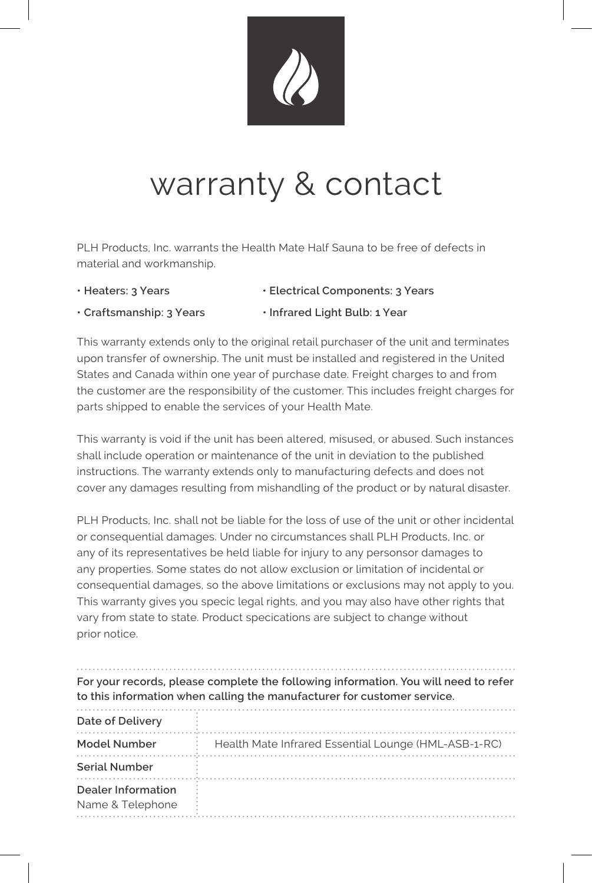# warranty & contact

PLH Products, Inc. warrants the Health Mate Half Sauna to be free of defects in material and workmanship.

- **Heaters: 3 Years**
- **Electrical Components: 3 Years**
- **Craftsmanship: 3 Years**
- **Infrared Light Bulb: 1 Year**

This warranty extends only to the original retail purchaser of the unit and terminates upon transfer of ownership. The unit must be installed and registered in the United States and Canada within one year of purchase date. Freight charges to and from the customer are the responsibility of the customer. This includes freight charges for parts shipped to enable the services of your Health Mate.

This warranty is void if the unit has been altered, misused, or abused. Such instances shall include operation or maintenance of the unit in deviation to the published instructions. The warranty extends only to manufacturing defects and does not cover any damages resulting from mishandling of the product or by natural disaster.

PLH Products, Inc. shall not be liable for the loss of use of the unit or other incidental or consequential damages. Under no circumstances shall PLH Products, Inc. or any of its representatives be held liable for injury to any personsor damages to any properties. Some states do not allow exclusion or limitation of incidental or consequential damages, so the above limitations or exclusions may not apply to you. This warranty gives you specic legal rights, and you may also have other rights that vary from state to state. Product specications are subject to change without prior notice.

**For your records, please complete the following information. You will need to refer to this information when calling the manufacturer for customer service.**

| | |
|---|---|
| **Date of Delivery** | |
| **Model Number** | Health Mate Infrared Essential Lounge (HML-ASB-1-RC) |
| **Serial Number** | |
| **Dealer Information** Name & Telephone | |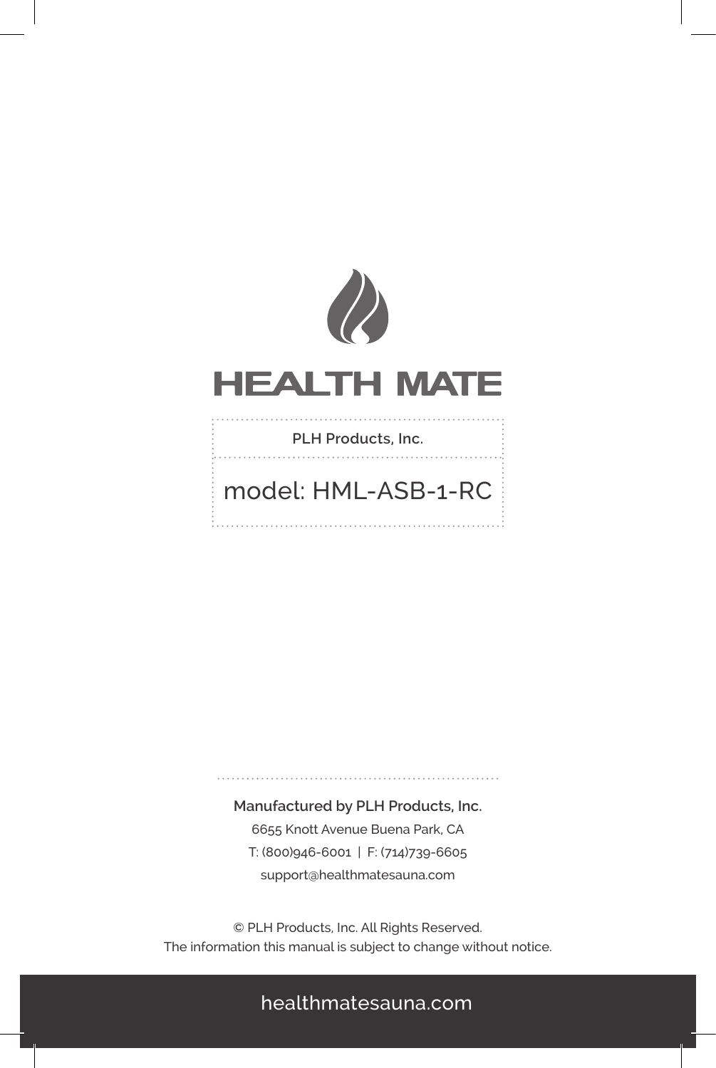# HEALTH MATE

**PLH Products, Inc.**

model: HML-ASB-1-RC

**Manufactured by PLH Products, Inc.**

6655 Knott Avenue Buena Park, CA

T: (800)946-6001 | F: (714)739-6605

support@healthmatesauna.com

© PLH Products, Inc. All Rights Reserved.
The information this manual is subject to change without notice.

healthmatesauna.com